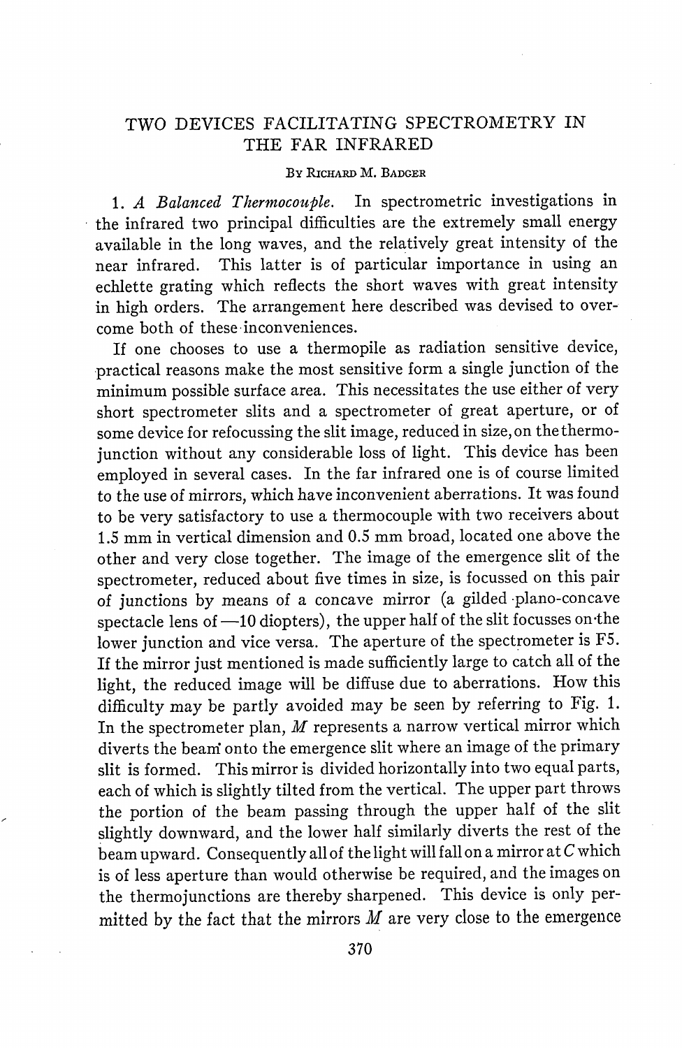# TWO DEVICES FACILITATING SPECTROMETRY IN THE FAR INFRARED

By Richard M. Badger

1. *A Balanced Thermocouple.* In spectrometric investigations in the infrared two principal difficulties are the extremely small energy available in the long waves, and the relatively great intensity of the near infrared. This latter is of particular importance in using an echlette grating which reflects the short waves with great intensity in high orders. The arrangement here described was devised to overcome both of these inconveniences.

If one chooses to use a thermopile as radiation sensitive device, practical reasons make the most sensitive form a single junction of the minimum possible surface area. This necessitates the use either of very short spectrometer slits and a spectrometer of great aperture, or of some device for refocussing the slit image, reduced in size, on the thermojunction without any considerable loss of light. This device has been employed in several cases. In the far infrared one is of course limited to the use of mirrors, which have inconvenient aberrations. It was found to be very satisfactory to use a thermocouple with two receivers about 1.5 mm in vertical dimension and 0.5 mm broad, located one above the other and very close together. The image of the emergence slit of the spectrometer, reduced about five times in size, is focussed on this pair of junctions by means of a concave mirror (a gilded plano-concave spectacle lens of —10 diopters), the upper half of the slit focusses on the lower junction and vice versa. The aperture of the spectrometer is F5. If the mirror just mentioned is made sufficiently large to catch all of the light, the reduced image will be diffuse due to aberrations. How this difficulty may be partly avoided may be seen by referring to Fig. 1. In the spectrometer plan, *M* represents a narrow vertical mirror which diverts the beam onto the emergence slit where an image of the primary slit is formed. This mirror is divided horizontally into two equal parts, each of which is slightly tilted from the vertical. The upper part throws the portion of the beam passing through the upper half of the slit slightly downward, and the lower half similarly diverts the rest of the beam upward. Consequently all of the light will fall on a mirror at *C* which is of less aperture than would otherwise be required, and the images on the thermojunctions are thereby sharpened. This device is only permitted by the fact that the mirrors *M* are very close to the emergence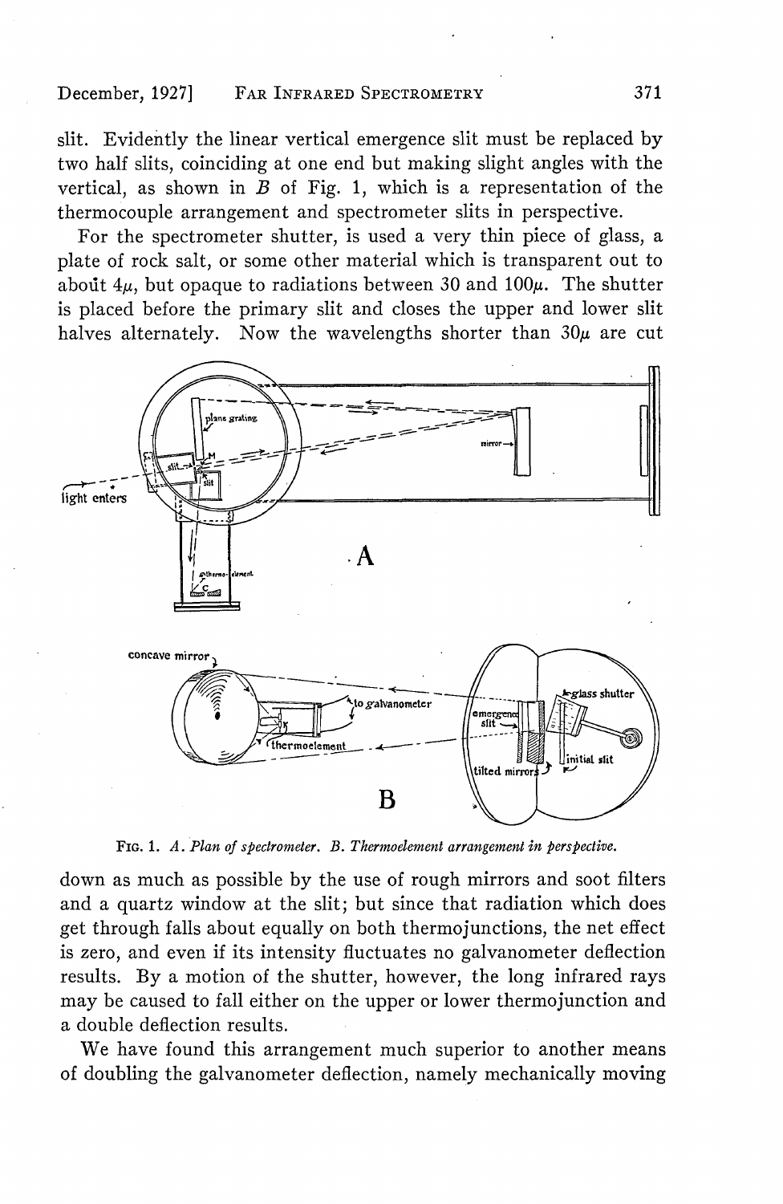slit. Evidently the linear vertical emergence slit must be replaced by two half slits, coinciding at one end but making slight angles with the vertical, as shown in *B* of Fig. 1, which is a representation of the thermocouple arrangement and spectrometer slits in perspective.

For the spectrometer shutter, is used a very thin piece of glass, a plate of rock salt, or some other material which is transparent out to about $4\mu$, but opaque to radiations between 30 and $100\mu$. The shutter is placed before the primary slit and closes the upper and lower slit halves alternately. Now the wavelengths shorter than $30\mu$ are cut

FIG. 1. *A. Plan of spectrometer. B. Thermoelement arrangement in perspective.*

down as much as possible by the use of rough mirrors and soot filters and a quartz window at the slit; but since that radiation which does get through falls about equally on both thermojunctions, the net effect is zero, and even if its intensity fluctuates no galvanometer deflection results. By a motion of the shutter, however, the long infrared rays may be caused to fall either on the upper or lower thermojunction and a double deflection results.

We have found this arrangement much superior to another means of doubling the galvanometer deflection, namely mechanically moving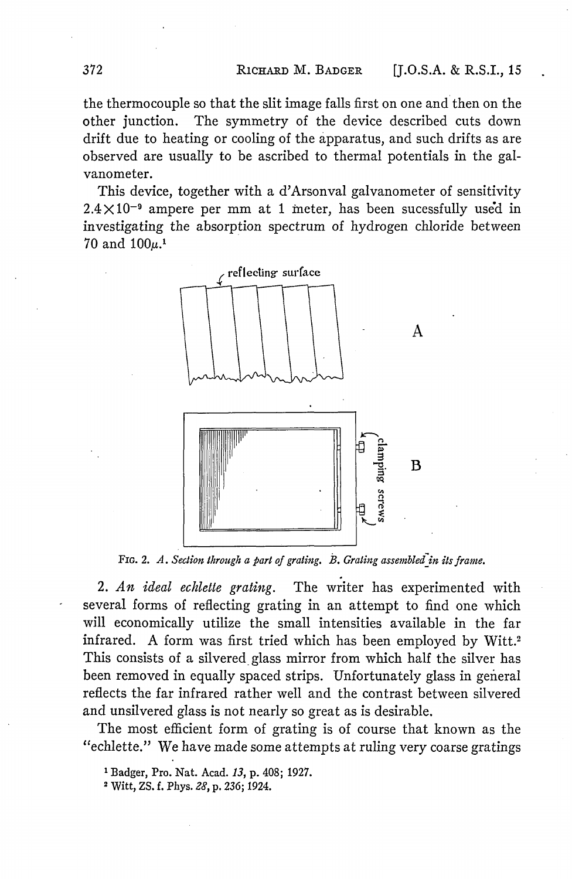the thermocouple so that the slit image falls first on one and then on the other junction. The symmetry of the device described cuts down drift due to heating or cooling of the apparatus, and such drifts as are observed are usually to be ascribed to thermal potentials in the galvanometer.

This device, together with a d'Arsonval galvanometer of sensitivity $2.4 \times 10^{-9}$ ampere per mm at 1 meter, has been sucessfully used in investigating the absorption spectrum of hydrogen chloride between 70 and $100\mu$.[1]

FIG. 2. *A. Section through a part of grating. B. Grating assembled in its frame.*

2. *An ideal echlette grating.* The writer has experimented with several forms of reflecting grating in an attempt to find one which will economically utilize the small intensities available in the far infrared. A form was first tried which has been employed by Witt.[2] This consists of a silvered glass mirror from which half the silver has been removed in equally spaced strips. Unfortunately glass in general reflects the far infrared rather well and the contrast between silvered and unsilvered glass is not nearly so great as is desirable.

The most efficient form of grating is of course that known as the "echlette." We have made some attempts at ruling very coarse gratings

[1] Badger, Pro. Nat. Acad. *13*, p. 408; 1927.

[2] Witt, ZS. f. Phys. *28*, p. 236; 1924.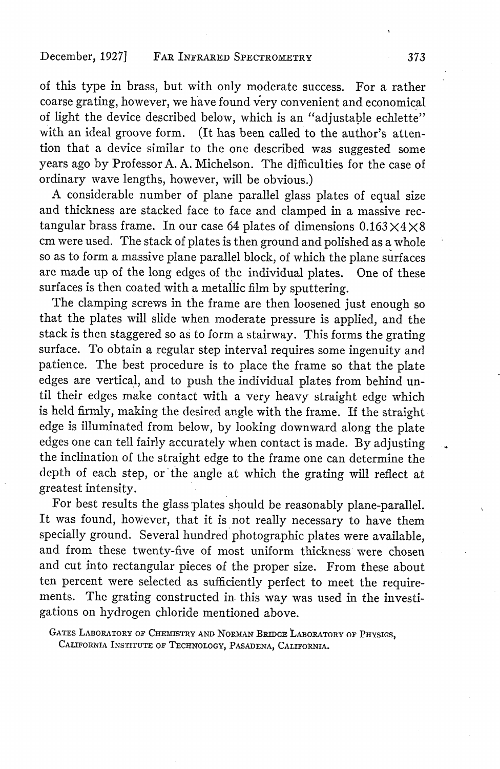of this type in brass, but with only moderate success. For a rather coarse grating, however, we have found very convenient and economical of light the device described below, which is an "adjustable echlette" with an ideal groove form. (It has been called to the author's attention that a device similar to the one described was suggested some years ago by Professor A. A. Michelson. The difficulties for the case of ordinary wave lengths, however, will be obvious.)

A considerable number of plane parallel glass plates of equal size and thickness are stacked face to face and clamped in a massive rectangular brass frame. In our case 64 plates of dimensions $0.163 \times 4 \times 8$ cm were used. The stack of plates is then ground and polished as a whole so as to form a massive plane parallel block, of which the plane surfaces are made up of the long edges of the individual plates. One of these surfaces is then coated with a metallic film by sputtering.

The clamping screws in the frame are then loosened just enough so that the plates will slide when moderate pressure is applied, and the stack is then staggered so as to form a stairway. This forms the grating surface. To obtain a regular step interval requires some ingenuity and patience. The best procedure is to place the frame so that the plate edges are vertical, and to push the individual plates from behind until their edges make contact with a very heavy straight edge which is held firmly, making the desired angle with the frame. If the straight edge is illuminated from below, by looking downward along the plate edges one can tell fairly accurately when contact is made. By adjusting the inclination of the straight edge to the frame one can determine the depth of each step, or the angle at which the grating will reflect at greatest intensity.

For best results the glass plates should be reasonably plane-parallel. It was found, however, that it is not really necessary to have them specially ground. Several hundred photographic plates were available, and from these twenty-five of most uniform thickness were chosen and cut into rectangular pieces of the proper size. From these about ten percent were selected as sufficiently perfect to meet the requirements. The grating constructed in this way was used in the investigations on hydrogen chloride mentioned above.

Gates Laboratory of Chemistry and Norman Bridge Laboratory of Physics, California Institute of Technology, Pasadena, California.